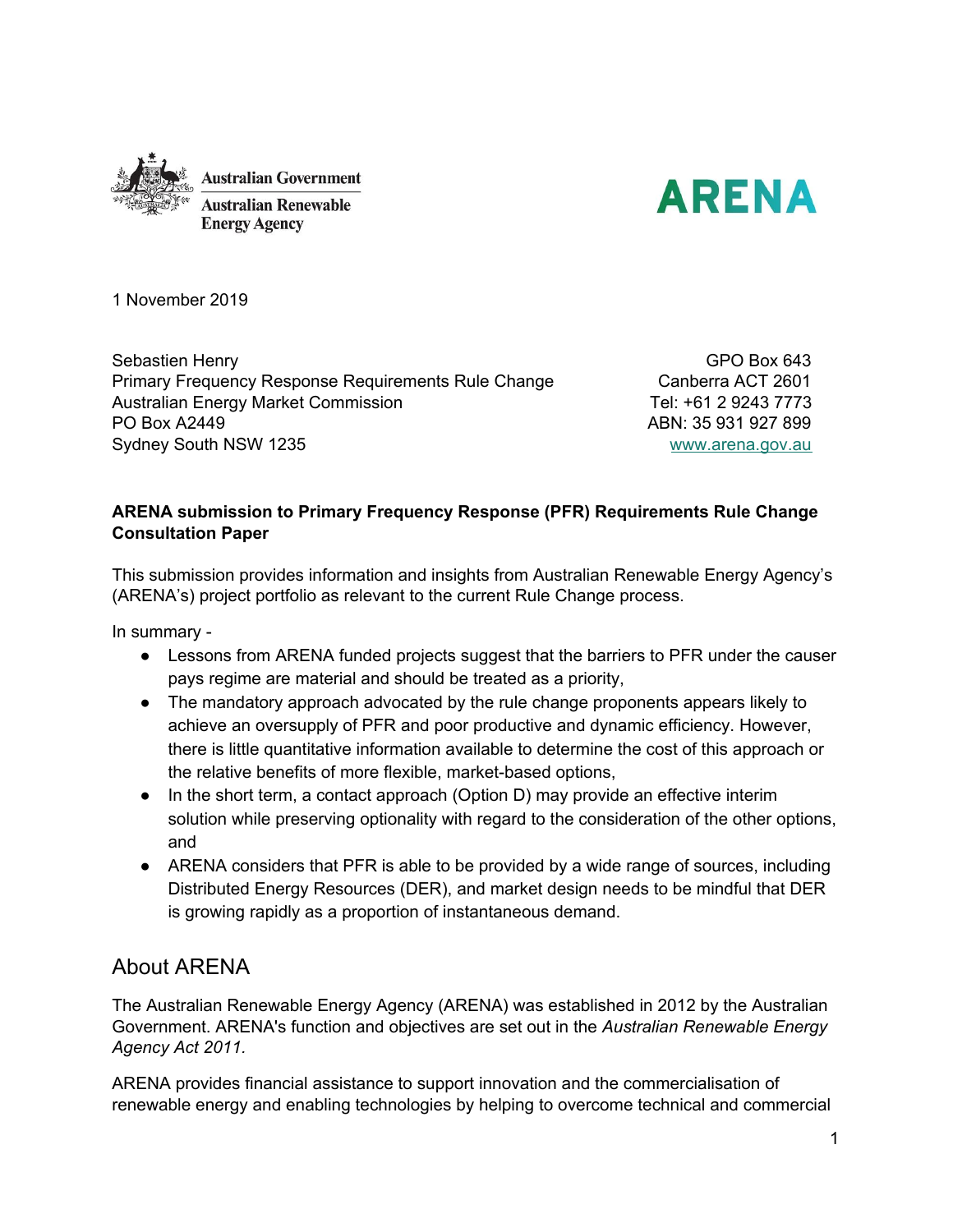Australian Government
Australian Renewable Energy Agency

ARENA

1 November 2019

Sebastien Henry
Primary Frequency Response Requirements Rule Change
Australian Energy Market Commission
PO Box A2449
Sydney South NSW 1235

GPO Box 643
Canberra ACT 2601
Tel: +61 2 9243 7773
ABN: 35 931 927 899
www.arena.gov.au

**ARENA submission to Primary Frequency Response (PFR) Requirements Rule Change Consultation Paper**

This submission provides information and insights from Australian Renewable Energy Agency's (ARENA's) project portfolio as relevant to the current Rule Change process.

In summary -

- Lessons from ARENA funded projects suggest that the barriers to PFR under the causer pays regime are material and should be treated as a priority,
- The mandatory approach advocated by the rule change proponents appears likely to achieve an oversupply of PFR and poor productive and dynamic efficiency. However, there is little quantitative information available to determine the cost of this approach or the relative benefits of more flexible, market-based options,
- In the short term, a contact approach (Option D) may provide an effective interim solution while preserving optionality with regard to the consideration of the other options, and
- ARENA considers that PFR is able to be provided by a wide range of sources, including Distributed Energy Resources (DER), and market design needs to be mindful that DER is growing rapidly as a proportion of instantaneous demand.

## About ARENA

The Australian Renewable Energy Agency (ARENA) was established in 2012 by the Australian Government. ARENA's function and objectives are set out in the *Australian Renewable Energy Agency Act 2011.*

ARENA provides financial assistance to support innovation and the commercialisation of renewable energy and enabling technologies by helping to overcome technical and commercial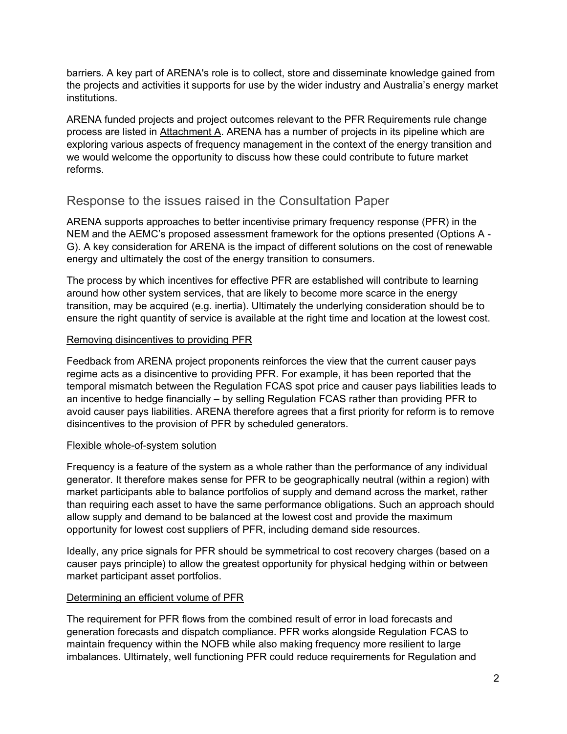barriers. A key part of ARENA's role is to collect, store and disseminate knowledge gained from the projects and activities it supports for use by the wider industry and Australia's energy market institutions.

ARENA funded projects and project outcomes relevant to the PFR Requirements rule change process are listed in Attachment A. ARENA has a number of projects in its pipeline which are exploring various aspects of frequency management in the context of the energy transition and we would welcome the opportunity to discuss how these could contribute to future market reforms.

## Response to the issues raised in the Consultation Paper

ARENA supports approaches to better incentivise primary frequency response (PFR) in the NEM and the AEMC's proposed assessment framework for the options presented (Options A - G). A key consideration for ARENA is the impact of different solutions on the cost of renewable energy and ultimately the cost of the energy transition to consumers.

The process by which incentives for effective PFR are established will contribute to learning around how other system services, that are likely to become more scarce in the energy transition, may be acquired (e.g. inertia). Ultimately the underlying consideration should be to ensure the right quantity of service is available at the right time and location at the lowest cost.

### Removing disincentives to providing PFR

Feedback from ARENA project proponents reinforces the view that the current causer pays regime acts as a disincentive to providing PFR. For example, it has been reported that the temporal mismatch between the Regulation FCAS spot price and causer pays liabilities leads to an incentive to hedge financially – by selling Regulation FCAS rather than providing PFR to avoid causer pays liabilities. ARENA therefore agrees that a first priority for reform is to remove disincentives to the provision of PFR by scheduled generators.

### Flexible whole-of-system solution

Frequency is a feature of the system as a whole rather than the performance of any individual generator. It therefore makes sense for PFR to be geographically neutral (within a region) with market participants able to balance portfolios of supply and demand across the market, rather than requiring each asset to have the same performance obligations. Such an approach should allow supply and demand to be balanced at the lowest cost and provide the maximum opportunity for lowest cost suppliers of PFR, including demand side resources.

Ideally, any price signals for PFR should be symmetrical to cost recovery charges (based on a causer pays principle) to allow the greatest opportunity for physical hedging within or between market participant asset portfolios.

### Determining an efficient volume of PFR

The requirement for PFR flows from the combined result of error in load forecasts and generation forecasts and dispatch compliance. PFR works alongside Regulation FCAS to maintain frequency within the NOFB while also making frequency more resilient to large imbalances. Ultimately, well functioning PFR could reduce requirements for Regulation and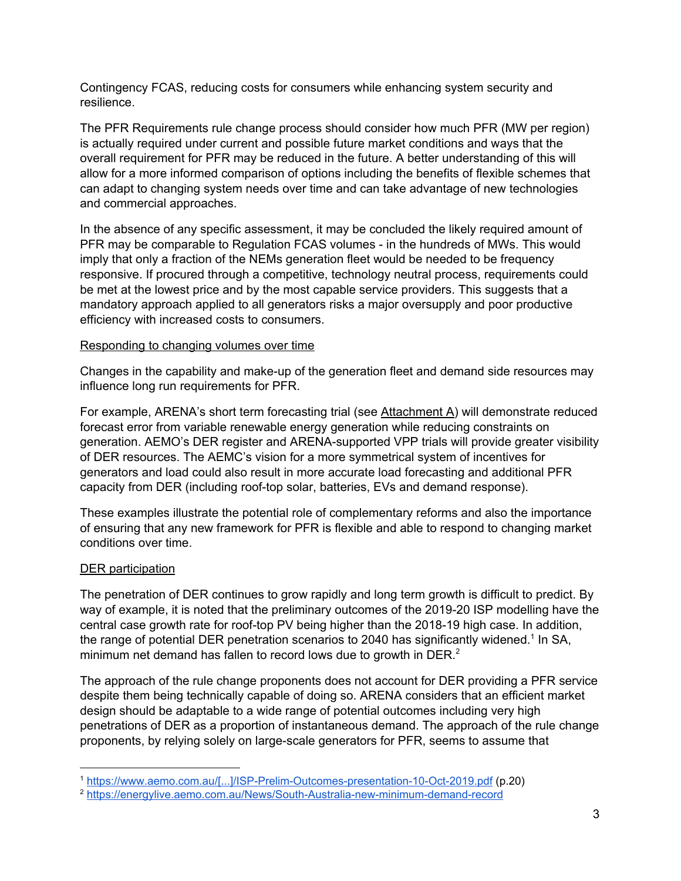Contingency FCAS, reducing costs for consumers while enhancing system security and resilience.

The PFR Requirements rule change process should consider how much PFR (MW per region) is actually required under current and possible future market conditions and ways that the overall requirement for PFR may be reduced in the future. A better understanding of this will allow for a more informed comparison of options including the benefits of flexible schemes that can adapt to changing system needs over time and can take advantage of new technologies and commercial approaches.

In the absence of any specific assessment, it may be concluded the likely required amount of PFR may be comparable to Regulation FCAS volumes - in the hundreds of MWs. This would imply that only a fraction of the NEMs generation fleet would be needed to be frequency responsive. If procured through a competitive, technology neutral process, requirements could be met at the lowest price and by the most capable service providers. This suggests that a mandatory approach applied to all generators risks a major oversupply and poor productive efficiency with increased costs to consumers.

<u>Responding to changing volumes over time</u>

Changes in the capability and make-up of the generation fleet and demand side resources may influence long run requirements for PFR.

For example, ARENA's short term forecasting trial (see <u>Attachment A</u>) will demonstrate reduced forecast error from variable renewable energy generation while reducing constraints on generation. AEMO's DER register and ARENA-supported VPP trials will provide greater visibility of DER resources. The AEMC's vision for a more symmetrical system of incentives for generators and load could also result in more accurate load forecasting and additional PFR capacity from DER (including roof-top solar, batteries, EVs and demand response).

These examples illustrate the potential role of complementary reforms and also the importance of ensuring that any new framework for PFR is flexible and able to respond to changing market conditions over time.

<u>DER participation</u>

The penetration of DER continues to grow rapidly and long term growth is difficult to predict. By way of example, it is noted that the preliminary outcomes of the 2019-20 ISP modelling have the central case growth rate for roof-top PV being higher than the 2018-19 high case. In addition, the range of potential DER penetration scenarios to 2040 has significantly widened.[1] In SA, minimum net demand has fallen to record lows due to growth in DER.[2]

The approach of the rule change proponents does not account for DER providing a PFR service despite them being technically capable of doing so. ARENA considers that an efficient market design should be adaptable to a wide range of potential outcomes including very high penetrations of DER as a proportion of instantaneous demand. The approach of the rule change proponents, by relying solely on large-scale generators for PFR, seems to assume that

---

[1] https://www.aemo.com.au/[...]/ISP-Prelim-Outcomes-presentation-10-Oct-2019.pdf (p.20)

[2] https://energylive.aemo.com.au/News/South-Australia-new-minimum-demand-record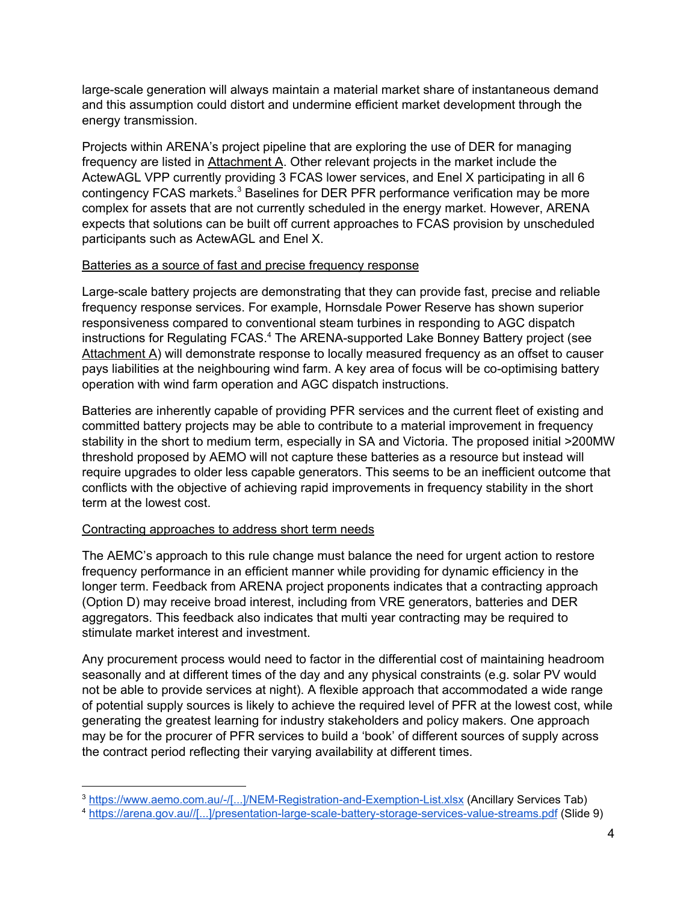large-scale generation will always maintain a material market share of instantaneous demand and this assumption could distort and undermine efficient market development through the energy transmission.

Projects within ARENA's project pipeline that are exploring the use of DER for managing frequency are listed in Attachment A. Other relevant projects in the market include the ActewAGL VPP currently providing 3 FCAS lower services, and Enel X participating in all 6 contingency FCAS markets.[3] Baselines for DER PFR performance verification may be more complex for assets that are not currently scheduled in the energy market. However, ARENA expects that solutions can be built off current approaches to FCAS provision by unscheduled participants such as ActewAGL and Enel X.

Batteries as a source of fast and precise frequency response

Large-scale battery projects are demonstrating that they can provide fast, precise and reliable frequency response services. For example, Hornsdale Power Reserve has shown superior responsiveness compared to conventional steam turbines in responding to AGC dispatch instructions for Regulating FCAS.[4] The ARENA-supported Lake Bonney Battery project (see Attachment A) will demonstrate response to locally measured frequency as an offset to causer pays liabilities at the neighbouring wind farm. A key area of focus will be co-optimising battery operation with wind farm operation and AGC dispatch instructions.

Batteries are inherently capable of providing PFR services and the current fleet of existing and committed battery projects may be able to contribute to a material improvement in frequency stability in the short to medium term, especially in SA and Victoria. The proposed initial >200MW threshold proposed by AEMO will not capture these batteries as a resource but instead will require upgrades to older less capable generators. This seems to be an inefficient outcome that conflicts with the objective of achieving rapid improvements in frequency stability in the short term at the lowest cost.

Contracting approaches to address short term needs

The AEMC's approach to this rule change must balance the need for urgent action to restore frequency performance in an efficient manner while providing for dynamic efficiency in the longer term. Feedback from ARENA project proponents indicates that a contracting approach (Option D) may receive broad interest, including from VRE generators, batteries and DER aggregators. This feedback also indicates that multi year contracting may be required to stimulate market interest and investment.

Any procurement process would need to factor in the differential cost of maintaining headroom seasonally and at different times of the day and any physical constraints (e.g. solar PV would not be able to provide services at night). A flexible approach that accommodated a wide range of potential supply sources is likely to achieve the required level of PFR at the lowest cost, while generating the greatest learning for industry stakeholders and policy makers. One approach may be for the procurer of PFR services to build a 'book' of different sources of supply across the contract period reflecting their varying availability at different times.

---

[3] https://www.aemo.com.au/-/[...]/NEM-Registration-and-Exemption-List.xlsx (Ancillary Services Tab)

[4] https://arena.gov.au//[...]/presentation-large-scale-battery-storage-services-value-streams.pdf (Slide 9)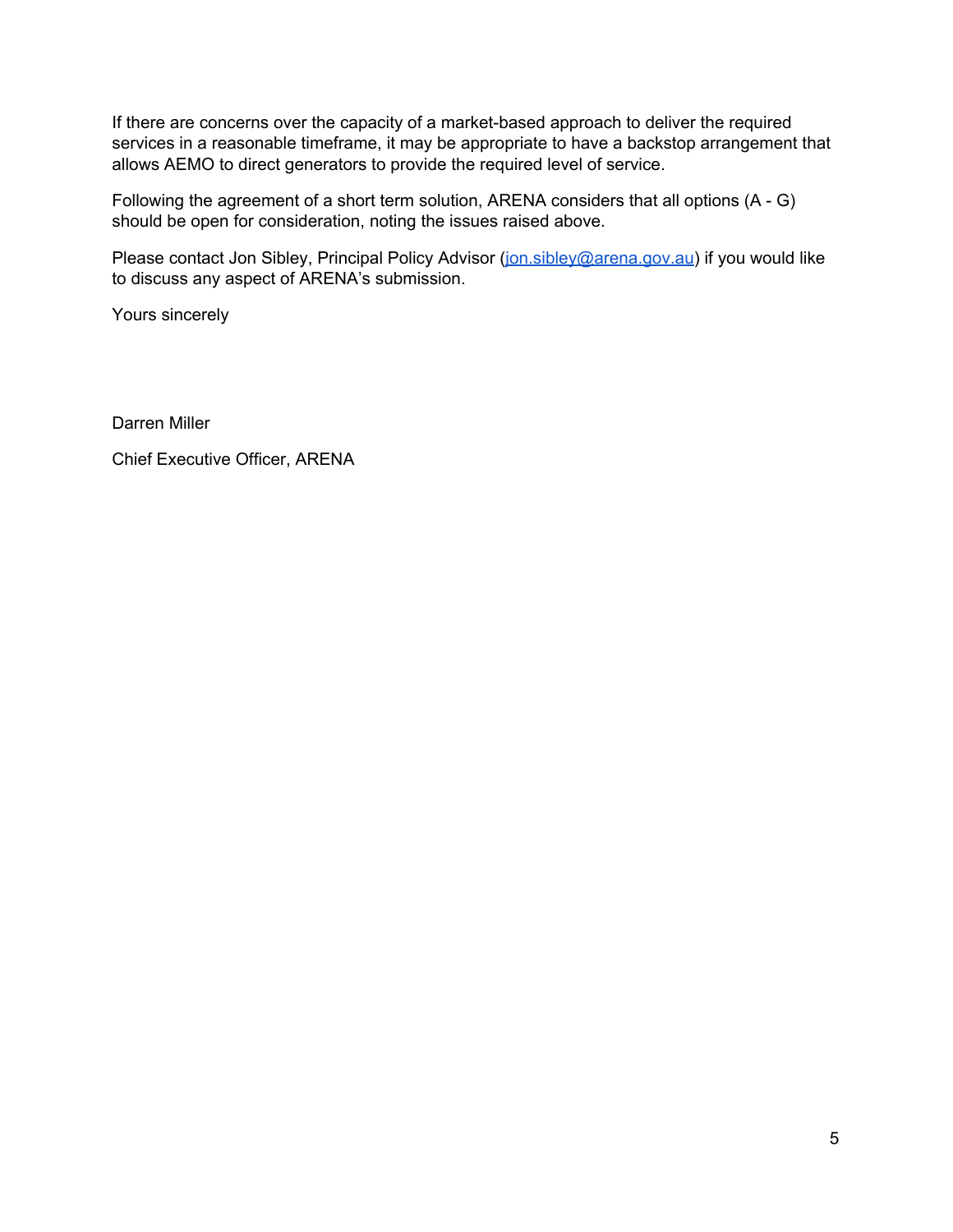If there are concerns over the capacity of a market-based approach to deliver the required services in a reasonable timeframe, it may be appropriate to have a backstop arrangement that allows AEMO to direct generators to provide the required level of service.

Following the agreement of a short term solution, ARENA considers that all options (A - G) should be open for consideration, noting the issues raised above.

Please contact Jon Sibley, Principal Policy Advisor (jon.sibley@arena.gov.au) if you would like to discuss any aspect of ARENA's submission.

Yours sincerely

Darren Miller

Chief Executive Officer, ARENA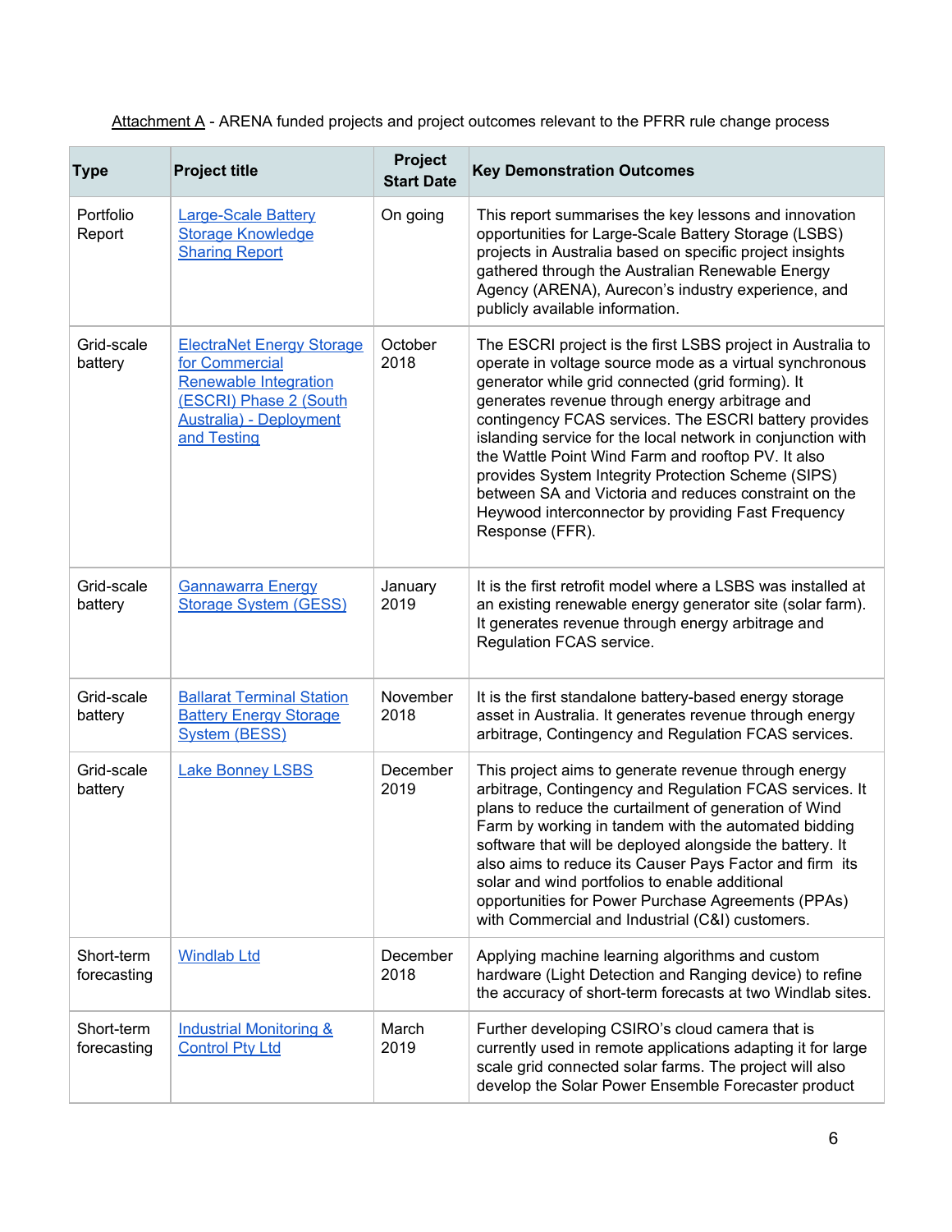Attachment A - ARENA funded projects and project outcomes relevant to the PFRR rule change process

| Type | Project title | Project Start Date | Key Demonstration Outcomes |
|---|---|---|---|
| Portfolio Report | Large-Scale Battery Storage Knowledge Sharing Report | On going | This report summarises the key lessons and innovation opportunities for Large-Scale Battery Storage (LSBS) projects in Australia based on specific project insights gathered through the Australian Renewable Energy Agency (ARENA), Aurecon's industry experience, and publicly available information. |
| Grid-scale battery | ElectraNet Energy Storage for Commercial Renewable Integration (ESCRI) Phase 2 (South Australia) - Deployment and Testing | October 2018 | The ESCRI project is the first LSBS project in Australia to operate in voltage source mode as a virtual synchronous generator while grid connected (grid forming). It generates revenue through energy arbitrage and contingency FCAS services. The ESCRI battery provides islanding service for the local network in conjunction with the Wattle Point Wind Farm and rooftop PV. It also provides System Integrity Protection Scheme (SIPS) between SA and Victoria and reduces constraint on the Heywood interconnector by providing Fast Frequency Response (FFR). |
| Grid-scale battery | Gannawarra Energy Storage System (GESS) | January 2019 | It is the first retrofit model where a LSBS was installed at an existing renewable energy generator site (solar farm). It generates revenue through energy arbitrage and Regulation FCAS service. |
| Grid-scale battery | Ballarat Terminal Station Battery Energy Storage System (BESS) | November 2018 | It is the first standalone battery-based energy storage asset in Australia. It generates revenue through energy arbitrage, Contingency and Regulation FCAS services. |
| Grid-scale battery | Lake Bonney LSBS | December 2019 | This project aims to generate revenue through energy arbitrage, Contingency and Regulation FCAS services. It plans to reduce the curtailment of generation of Wind Farm by working in tandem with the automated bidding software that will be deployed alongside the battery. It also aims to reduce its Causer Pays Factor and firm its solar and wind portfolios to enable additional opportunities for Power Purchase Agreements (PPAs) with Commercial and Industrial (C&I) customers. |
| Short-term forecasting | Windlab Ltd | December 2018 | Applying machine learning algorithms and custom hardware (Light Detection and Ranging device) to refine the accuracy of short-term forecasts at two Windlab sites. |
| Short-term forecasting | Industrial Monitoring & Control Pty Ltd | March 2019 | Further developing CSIRO's cloud camera that is currently used in remote applications adapting it for large scale grid connected solar farms. The project will also develop the Solar Power Ensemble Forecaster product |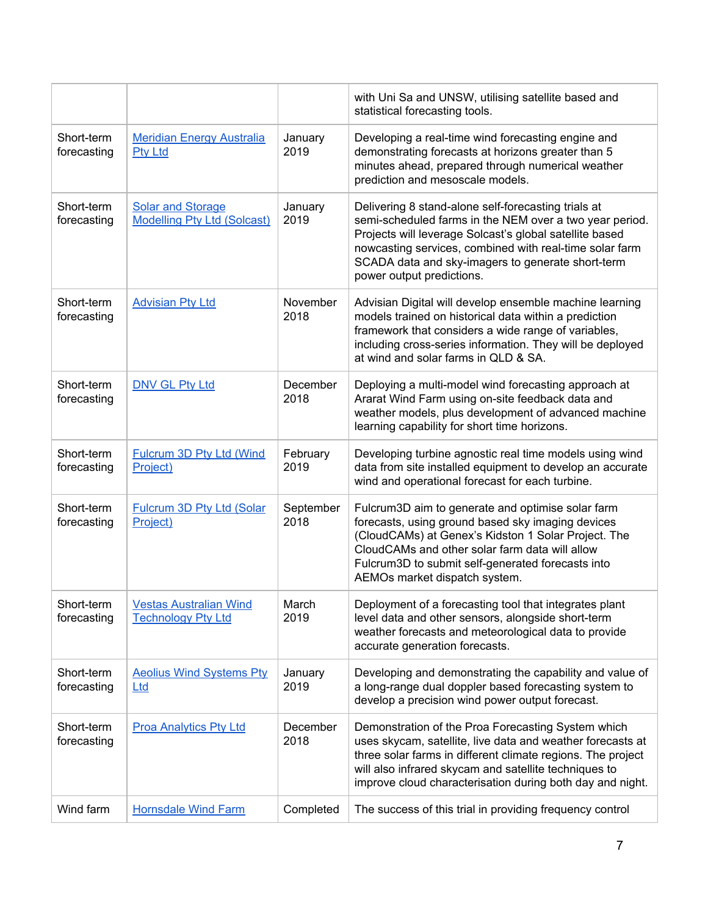| | | | |
|---|---|---|---|
| | | | with Uni Sa and UNSW, utilising satellite based and statistical forecasting tools. |
| Short-term forecasting | Meridian Energy Australia Pty Ltd | January 2019 | Developing a real-time wind forecasting engine and demonstrating forecasts at horizons greater than 5 minutes ahead, prepared through numerical weather prediction and mesoscale models. |
| Short-term forecasting | Solar and Storage Modelling Pty Ltd (Solcast) | January 2019 | Delivering 8 stand-alone self-forecasting trials at semi-scheduled farms in the NEM over a two year period. Projects will leverage Solcast's global satellite based nowcasting services, combined with real-time solar farm SCADA data and sky-imagers to generate short-term power output predictions. |
| Short-term forecasting | Advisian Pty Ltd | November 2018 | Advisian Digital will develop ensemble machine learning models trained on historical data within a prediction framework that considers a wide range of variables, including cross-series information. They will be deployed at wind and solar farms in QLD & SA. |
| Short-term forecasting | DNV GL Pty Ltd | December 2018 | Deploying a multi-model wind forecasting approach at Ararat Wind Farm using on-site feedback data and weather models, plus development of advanced machine learning capability for short time horizons. |
| Short-term forecasting | Fulcrum 3D Pty Ltd (Wind Project) | February 2019 | Developing turbine agnostic real time models using wind data from site installed equipment to develop an accurate wind and operational forecast for each turbine. |
| Short-term forecasting | Fulcrum 3D Pty Ltd (Solar Project) | September 2018 | Fulcrum3D aim to generate and optimise solar farm forecasts, using ground based sky imaging devices (CloudCAMs) at Genex's Kidston 1 Solar Project. The CloudCAMs and other solar farm data will allow Fulcrum3D to submit self-generated forecasts into AEMOs market dispatch system. |
| Short-term forecasting | Vestas Australian Wind Technology Pty Ltd | March 2019 | Deployment of a forecasting tool that integrates plant level data and other sensors, alongside short-term weather forecasts and meteorological data to provide accurate generation forecasts. |
| Short-term forecasting | Aeolius Wind Systems Pty Ltd | January 2019 | Developing and demonstrating the capability and value of a long-range dual doppler based forecasting system to develop a precision wind power output forecast. |
| Short-term forecasting | Proa Analytics Pty Ltd | December 2018 | Demonstration of the Proa Forecasting System which uses skycam, satellite, live data and weather forecasts at three solar farms in different climate regions. The project will also infrared skycam and satellite techniques to improve cloud characterisation during both day and night. |
| Wind farm | Hornsdale Wind Farm | Completed | The success of this trial in providing frequency control |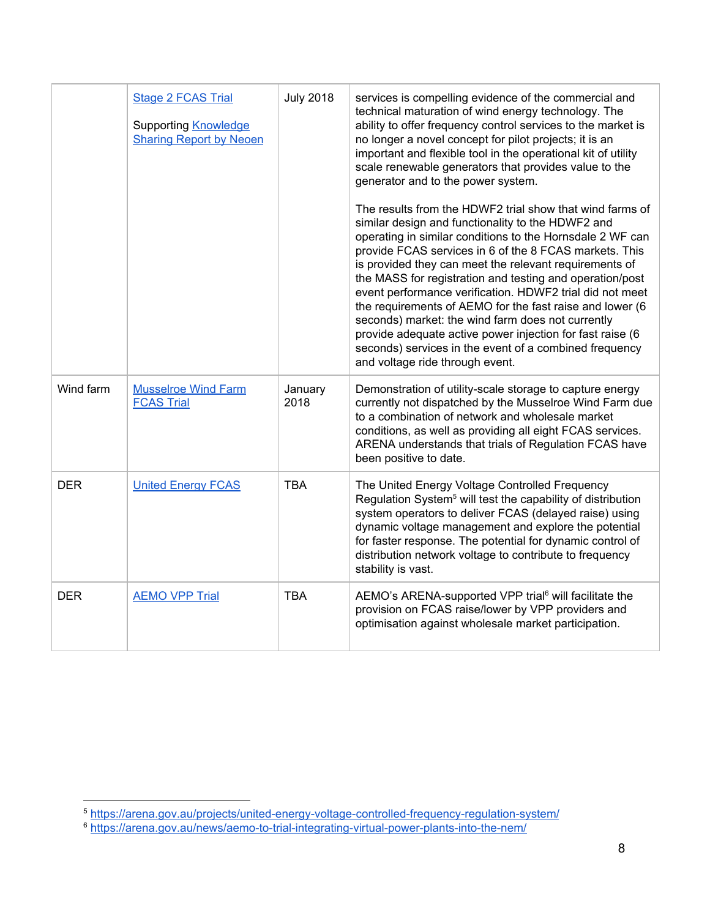| | | | |
|---|---|---|---|
| | Stage 2 FCAS Trial<br><br>Supporting Knowledge Sharing Report by Neoen | July 2018 | services is compelling evidence of the commercial and technical maturation of wind energy technology. The ability to offer frequency control services to the market is no longer a novel concept for pilot projects; it is an important and flexible tool in the operational kit of utility scale renewable generators that provides value to the generator and to the power system.<br><br>The results from the HDWF2 trial show that wind farms of similar design and functionality to the HDWF2 and operating in similar conditions to the Hornsdale 2 WF can provide FCAS services in 6 of the 8 FCAS markets. This is provided they can meet the relevant requirements of the MASS for registration and testing and operation/post event performance verification. HDWF2 trial did not meet the requirements of AEMO for the fast raise and lower (6 seconds) market: the wind farm does not currently provide adequate active power injection for fast raise (6 seconds) services in the event of a combined frequency and voltage ride through event. |
| Wind farm | Musselroe Wind Farm FCAS Trial | January 2018 | Demonstration of utility-scale storage to capture energy currently not dispatched by the Musselroe Wind Farm due to a combination of network and wholesale market conditions, as well as providing all eight FCAS services. ARENA understands that trials of Regulation FCAS have been positive to date. |
| DER | United Energy FCAS | TBA | The United Energy Voltage Controlled Frequency Regulation System[5] will test the capability of distribution system operators to deliver FCAS (delayed raise) using dynamic voltage management and explore the potential for faster response. The potential for dynamic control of distribution network voltage to contribute to frequency stability is vast. |
| DER | AEMO VPP Trial | TBA | AEMO's ARENA-supported VPP trial[6] will facilitate the provision on FCAS raise/lower by VPP providers and optimisation against wholesale market participation. |

[5] https://arena.gov.au/projects/united-energy-voltage-controlled-frequency-regulation-system/

[6] https://arena.gov.au/news/aemo-to-trial-integrating-virtual-power-plants-into-the-nem/